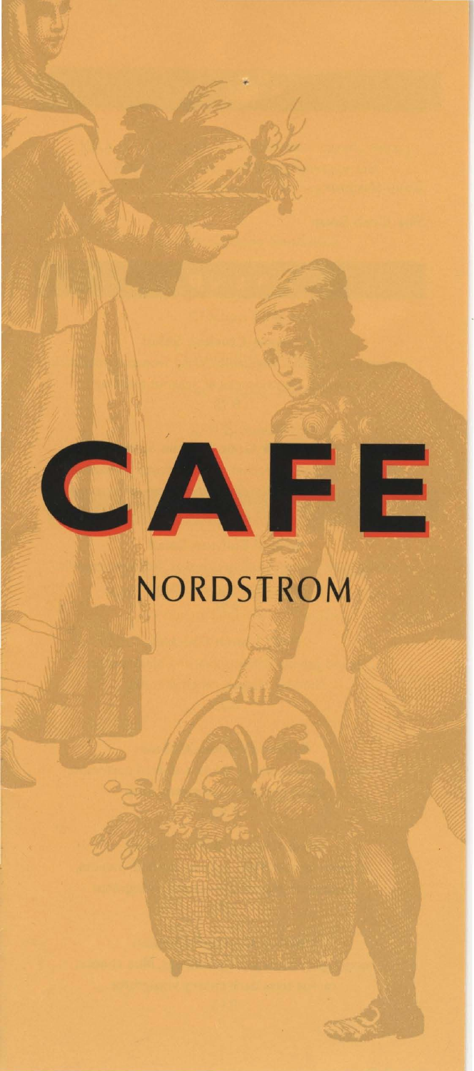# CAFE

NORDSTROM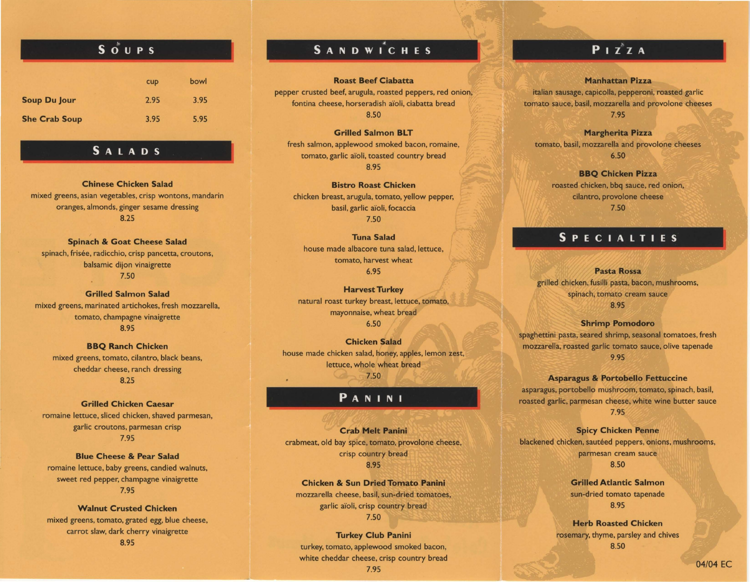## SOUPS

| | cup | bowl |
|---|---|---|
| **Soup Du Jour** | 2.95 | 3.95 |
| **She Crab Soup** | 3.95 | 5.95 |

## SALADS

**Chinese Chicken Salad**
mixed greens, asian vegetables, crisp wontons, mandarin oranges, almonds, ginger sesame dressing
8.25

**Spinach & Goat Cheese Salad**
spinach, frisée, radicchio, crisp pancetta, croutons, balsamic dijon vinaigrette
7.50

**Grilled Salmon Salad**
mixed greens, marinated artichokes, fresh mozzarella, tomato, champagne vinaigrette
8.95

**BBQ Ranch Chicken**
mixed greens, tomato, cilantro, black beans, cheddar cheese, ranch dressing
8.25

**Grilled Chicken Caesar**
romaine lettuce, sliced chicken, shaved parmesan, garlic croutons, parmesan crisp
7.95

**Blue Cheese & Pear Salad**
romaine lettuce, baby greens, candied walnuts, sweet red pepper, champagne vinaigrette
7.95

**Walnut Crusted Chicken**
mixed greens, tomato, grated egg, blue cheese, carrot slaw, dark cherry vinaigrette
8.95

## SANDWICHES

**Roast Beef Ciabatta**
pepper crusted beef, arugula, roasted peppers, red onion, fontina cheese, horseradish aïoli, ciabatta bread
8.50

**Grilled Salmon BLT**
fresh salmon, applewood smoked bacon, romaine, tomato, garlic aïoli, toasted country bread
8.95

**Bistro Roast Chicken**
chicken breast, arugula, tomato, yellow pepper, basil, garlic aïoli, focaccia
7.50

**Tuna Salad**
house made albacore tuna salad, lettuce, tomato, harvest wheat
6.95

**Harvest Turkey**
natural roast turkey breast, lettuce, tomato, mayonnaise, wheat bread
6.50

**Chicken Salad**
house made chicken salad, honey, apples, lemon zest, lettuce, whole wheat bread
7.50

## PANINI

**Crab Melt Panini**
crabmeat, old bay spice, tomato, provolone cheese, crisp country bread
8.95

**Chicken & Sun Dried Tomato Panini**
mozzarella cheese, basil, sun-dried tomatoes, garlic aïoli, crisp country bread
7.50

**Turkey Club Panini**
turkey, tomato, applewood smoked bacon, white cheddar cheese, crisp country bread
7.95

## PIZZA

**Manhattan Pizza**
italian sausage, capicolla, pepperoni, roasted garlic tomato sauce, basil, mozzarella and provolone cheeses
7.95

**Margherita Pizza**
tomato, basil, mozzarella and provolone cheeses
6.50

**BBQ Chicken Pizza**
roasted chicken, bbq sauce, red onion, cilantro, provolone cheese
7.50

## SPECIALTIES

**Pasta Rossa**
grilled chicken, fusilli pasta, bacon, mushrooms, spinach, tomato cream sauce
8.95

**Shrimp Pomodoro**
spaghettini pasta, seared shrimp, seasonal tomatoes, fresh mozzarella, roasted garlic tomato sauce, olive tapenade
9.95

**Asparagus & Portobello Fettuccine**
asparagus, portobello mushroom, tomato, spinach, basil, roasted garlic, parmesan cheese, white wine butter sauce
7.95

**Spicy Chicken Penne**
blackened chicken, sautéed peppers, onions, mushrooms, parmesan cream sauce
8.50

**Grilled Atlantic Salmon**
sun-dried tomato tapenade
8.95

**Herb Roasted Chicken**
rosemary, thyme, parsley and chives
8.50

04/04 EC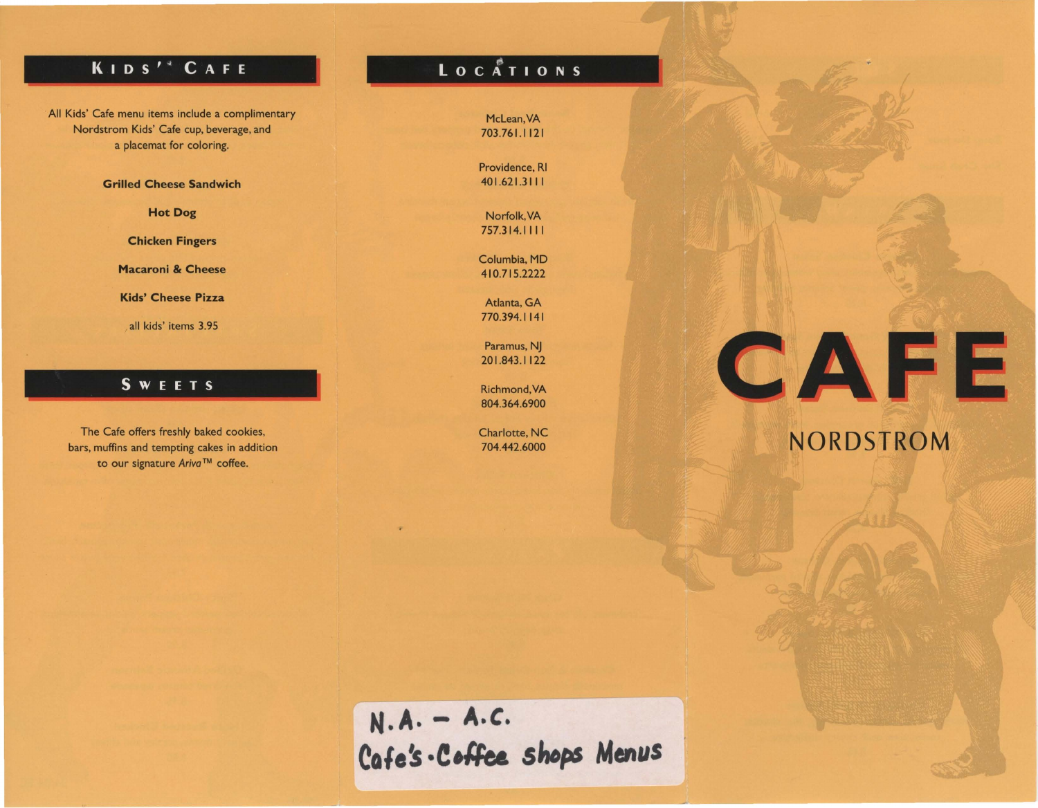## KIDS' CAFE

All Kids' Cafe menu items include a complimentary Nordstrom Kids' Cafe cup, beverage, and a placemat for coloring.

**Grilled Cheese Sandwich**

**Hot Dog**

**Chicken Fingers**

**Macaroni & Cheese**

**Kids' Cheese Pizza**

all kids' items 3.95

## SWEETS

The Cafe offers freshly baked cookies, bars, muffins and tempting cakes in addition to our signature *Ariva*™ coffee.

## LOCATIONS

McLean, VA
703.761.1121

Providence, RI
401.621.3111

Norfolk, VA
757.314.1111

Columbia, MD
410.715.2222

Atlanta, GA
770.394.1141

Paramus, NJ
201.843.1122

Richmond, VA
804.364.6900

Charlotte, NC
704.442.6000

N.A. – A.C.
Cafe's - Coffee shops Menus

# CAFE

NORDSTROM